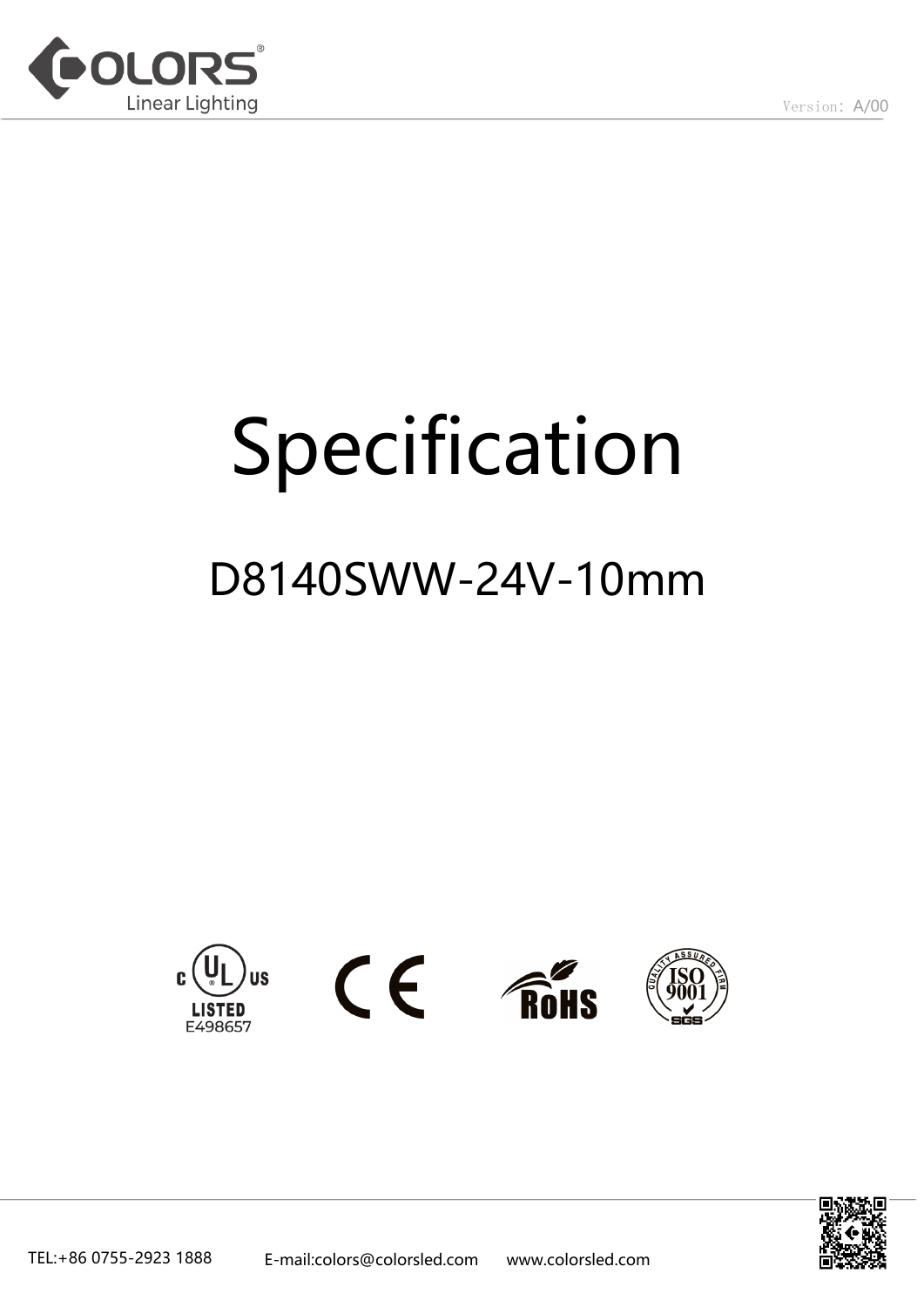Version: A/00

# Specification

## D8140SWW-24V-10mm

LISTED E498657

TEL:+86 0755-2923 1888 E-mail:colors@colorsled.com www.colorsled.com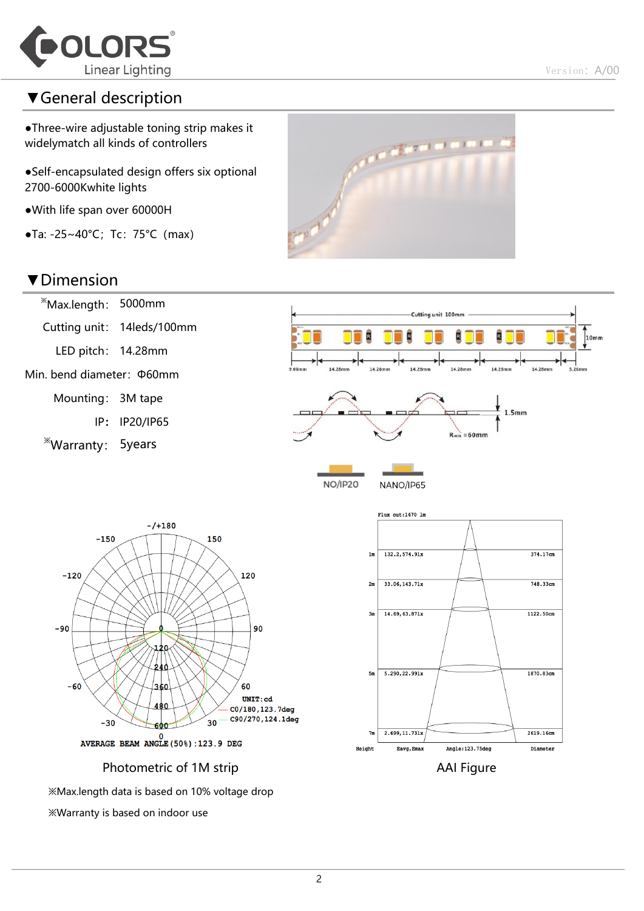## ▼General description

- ●Three-wire adjustable toning strip makes it widelymatch all kinds of controllers
- ●Self-encapsulated design offers six optional 2700-6000Kwhite lights
- ●With life span over 60000H
- ●Ta: -25~40°C; Tc: 75°C (max)

## ▼Dimension

| | |
|---|---|
| ※Max.length: | 5000mm |
| Cutting unit: | 14leds/100mm |
| LED pitch: | 14.28mm |
| Min. bend diameter: | Φ60mm |
| Mounting: | 3M tape |
| IP: | IP20/IP65 |
| ※Warranty: | 5years |

Cutting unit 100mm

10mm

3.06mm 14.28mm 14.28mm 14.28mm 14.28mm 14.28mm 14.28mm 5.26mm

1.5mm

$R_{min}$ =60mm

NO/IP20 NANO/IP65

UNIT:cd

C0/180,123.7deg

C90/270,124.1deg

AVERAGE BEAM ANGLE(50%):123.9 DEG

Photometric of 1M strip

Flux out:1470 lm

| Height | Eavg,Emax | Diameter |
|---|---|---|
| 1m | 132.2,574.91x | 374.17cm |
| 2m | 33.06,143.71x | 748.33cm |
| 3m | 14.69,63.871x | 1122.50cm |
| 5m | 5.290,22.991x | 1870.83cm |
| 7m | 2.699,11.731x | 2619.16cm |

Angle:123.75deg

AAI Figure

※Max.length data is based on 10% voltage drop

※Warranty is based on indoor use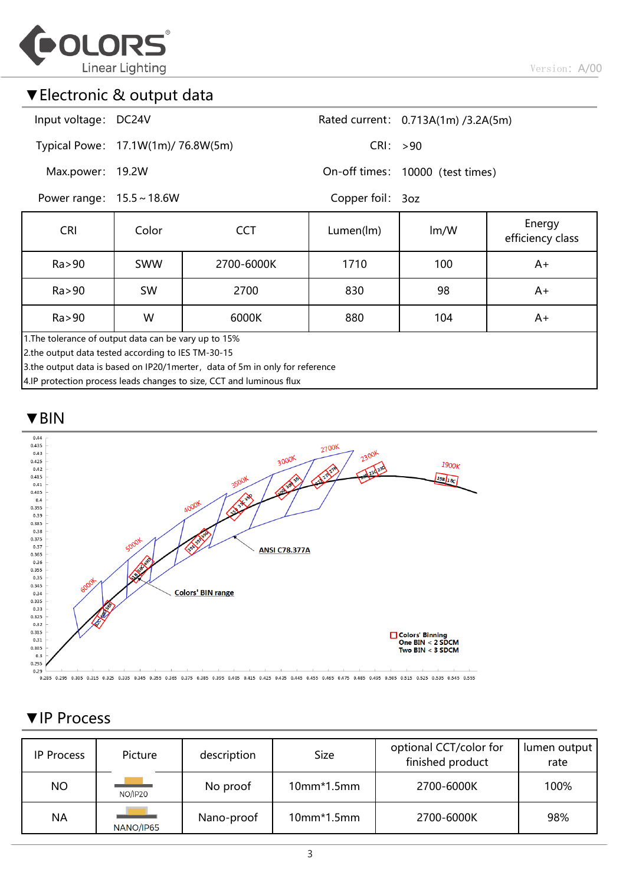## ▼Electronic & output data

| | | | |
|---|---|---|---|
| Input voltage: | DC24V | Rated current: | 0.713A(1m) /3.2A(5m) |
| Typical Powe: | 17.1W(1m)/ 76.8W(5m) | CRI: | >90 |
| Max.power: | 19.2W | On-off times: | 10000 (test times) |
| Power range: | 15.5～18.6W | Copper foil: | 3oz |

| CRI | Color | CCT | Lumen(lm) | lm/W | Energy efficiency class |
|---|---|---|---|---|---|
| Ra>90 | SWW | 2700-6000K | 1710 | 100 | A+ |
| Ra>90 | SW | 2700 | 830 | 98 | A+ |
| Ra>90 | W | 6000K | 880 | 104 | A+ |

1.The tolerance of output data can be vary up to 15%
2.the output data tested according to IES TM-30-15
3.the output data is based on IP20/1merter，data of 5m in only for reference
4.IP protection process leads changes to size, CCT and luminous flux

## ▼BIN

ANSI C78.377A

Colors' BIN range

Colors' Binning
One BIN < 2 SDCM
Two BIN < 3 SDCM

## ▼IP Process

| IP Process | Picture | description | Size | optional CCT/color for finished product | lumen output rate |
|---|---|---|---|---|---|
| NO | NO/IP20 | No proof | 10mm*1.5mm | 2700-6000K | 100% |
| NA | NANO/IP65 | Nano-proof | 10mm*1.5mm | 2700-6000K | 98% |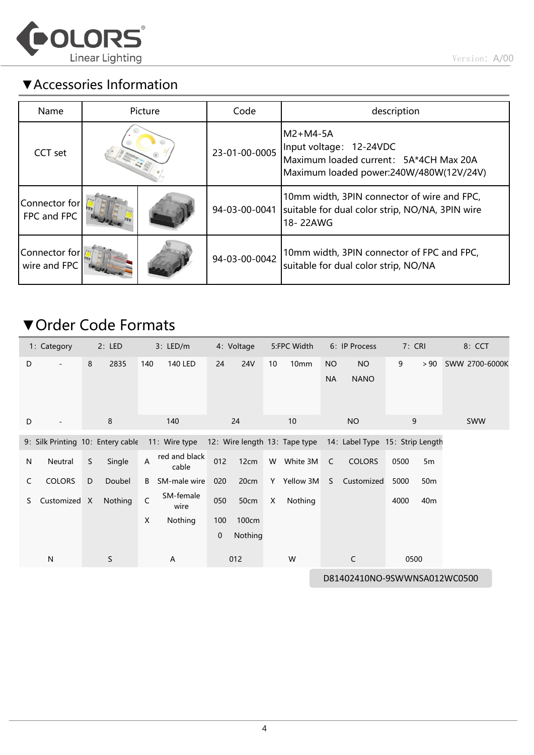## ▼Accessories Information

| Name | Picture | | Code | description |
|---|---|---|---|---|
| CCT set | | | 23-01-00-0005 | M2+M4-5A<br>Input voltage： 12-24VDC<br>Maximum loaded current： 5A*4CH Max 20A<br>Maximum loaded power:240W/480W(12V/24V) |
| Connector for FPC and FPC | | | 94-03-00-0041 | 10mm width, 3PIN connector of wire and FPC, suitable for dual color strip, NO/NA, 3PIN wire 18- 22AWG |
| Connector for wire and FPC | | | 94-03-00-0042 | 10mm width, 3PIN connector of FPC and FPC, suitable for dual color strip, NO/NA |

## ▼Order Code Formats

| 1：Category | | 2：LED | | 3：LED/m | | 4：Voltage | | 5:FPC Width | | 6：IP Process | | 7：CRI | | 8：CCT |
|---|---|---|---|---|---|---|---|---|---|---|---|---|---|---|
| D | - | 8 | 2835 | 140 | 140 LED | 24 | 24V | 10 | 10mm | NO | NO | 9 | ＞90 | SWW 2700-6000K |
| | | | | | | | | | | NA | NANO | | | |
| D | - | 8 | | 140 | | 24 | | 10 | | NO | | 9 | | SWW |

| 9：Silk Printing | | 10：Entery cable | | 11：Wire type | | 12：Wire length | | 13：Tape type | | 14：Label Type | | 15：Strip Length | |
|---|---|---|---|---|---|---|---|---|---|---|---|---|---|
| N | Neutral | S | Single | A | red and black cable | 012 | 12cm | W | White 3M | C | COLORS | 0500 | 5m |
| C | COLORS | D | Doubel | B | SM-male wire | 020 | 20cm | Y | Yellow 3M | S | Customized | 5000 | 50m |
| S | Customized | X | Nothing | C | SM-female wire | 050 | 50cm | X | Nothing | | | 4000 | 40m |
| | | | | X | Nothing | 100 | 100cm | | | | | | |
| | | | | | | 0 | Nothing | | | | | | |
| N | | S | | A | | 012 | | W | | C | | 0500 | |

D81402410NO-9SWWNSA012WC0500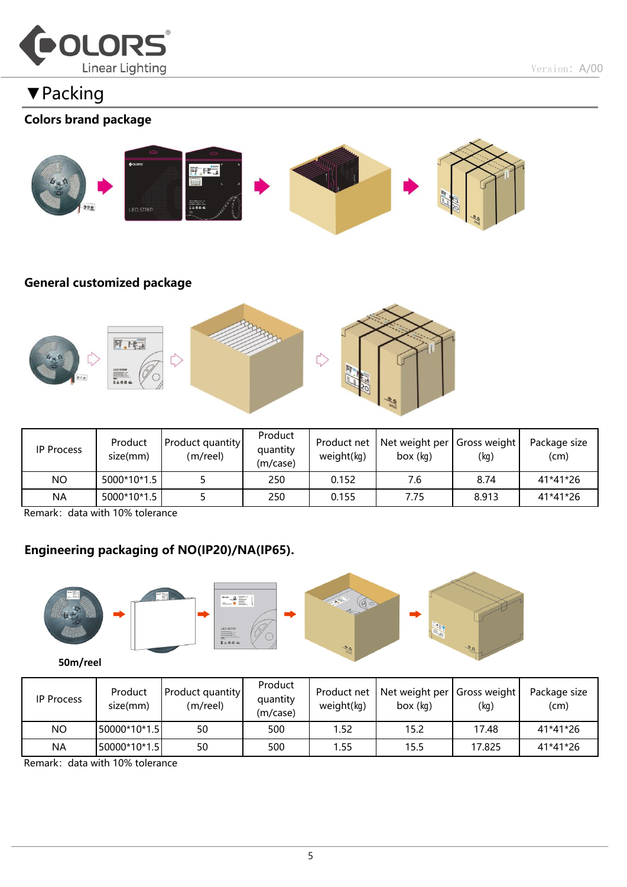# ▼Packing

### Colors brand package

### General customized package

| IP Process | Product size(mm) | Product quantity (m/reel) | Product quantity (m/case) | Product net weight(kg) | Net weight per box (kg) | Gross weight (kg) | Package size (cm) |
|---|---|---|---|---|---|---|---|
| NO | 5000*10*1.5 | 5 | 250 | 0.152 | 7.6 | 8.74 | 41*41*26 |
| NA | 5000*10*1.5 | 5 | 250 | 0.155 | 7.75 | 8.913 | 41*41*26 |

Remark：data with 10% tolerance

### Engineering packaging of NO(IP20)/NA(IP65).

**50m/reel**

| IP Process | Product size(mm) | Product quantity (m/reel) | Product quantity (m/case) | Product net weight(kg) | Net weight per box (kg) | Gross weight (kg) | Package size (cm) |
|---|---|---|---|---|---|---|---|
| NO | 50000*10*1.5 | 50 | 500 | 1.52 | 15.2 | 17.48 | 41*41*26 |
| NA | 50000*10*1.5 | 50 | 500 | 1.55 | 15.5 | 17.825 | 41*41*26 |

Remark：data with 10% tolerance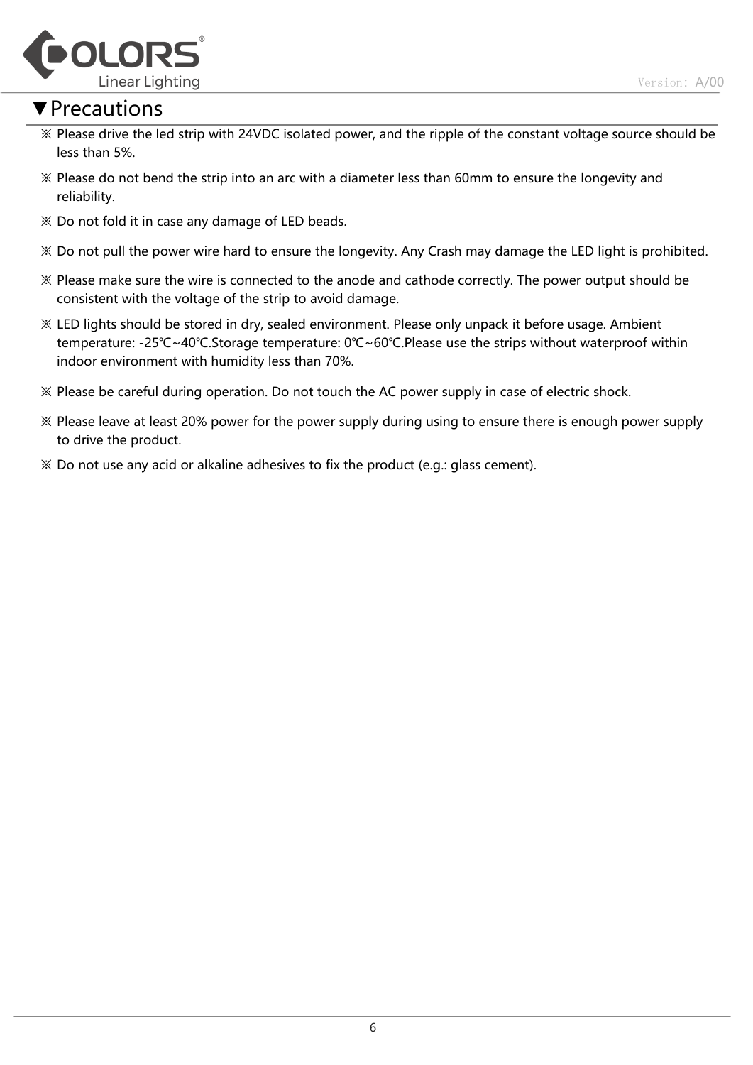## ▼Precautions

- ※ Please drive the led strip with 24VDC isolated power, and the ripple of the constant voltage source should be less than 5%.
- ※ Please do not bend the strip into an arc with a diameter less than 60mm to ensure the longevity and reliability.
- ※ Do not fold it in case any damage of LED beads.
- ※ Do not pull the power wire hard to ensure the longevity. Any Crash may damage the LED light is prohibited.
- ※ Please make sure the wire is connected to the anode and cathode correctly. The power output should be consistent with the voltage of the strip to avoid damage.
- ※ LED lights should be stored in dry, sealed environment. Please only unpack it before usage. Ambient temperature: -25℃~40℃.Storage temperature: 0℃~60℃.Please use the strips without waterproof within indoor environment with humidity less than 70%.
- ※ Please be careful during operation. Do not touch the AC power supply in case of electric shock.
- ※ Please leave at least 20% power for the power supply during using to ensure there is enough power supply to drive the product.
- ※ Do not use any acid or alkaline adhesives to fix the product (e.g.: glass cement).